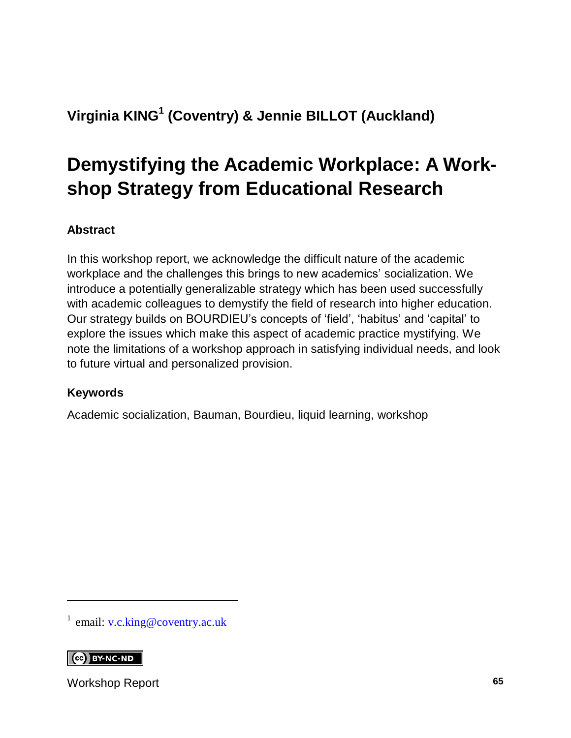**Virginia KING[1] (Coventry) & Jennie BILLOT (Auckland)**

# Demystifying the Academic Workplace: A Workshop Strategy from Educational Research

### Abstract

In this workshop report, we acknowledge the difficult nature of the academic workplace and the challenges this brings to new academics' socialization. We introduce a potentially generalizable strategy which has been used successfully with academic colleagues to demystify the field of research into higher education. Our strategy builds on BOURDIEU's concepts of 'field', 'habitus' and 'capital' to explore the issues which make this aspect of academic practice mystifying. We note the limitations of a workshop approach in satisfying individual needs, and look to future virtual and personalized provision.

### Keywords

Academic socialization, Bauman, Bourdieu, liquid learning, workshop

---

[1] email: v.c.king@coventry.ac.uk

BY-NC-ND

Workshop Report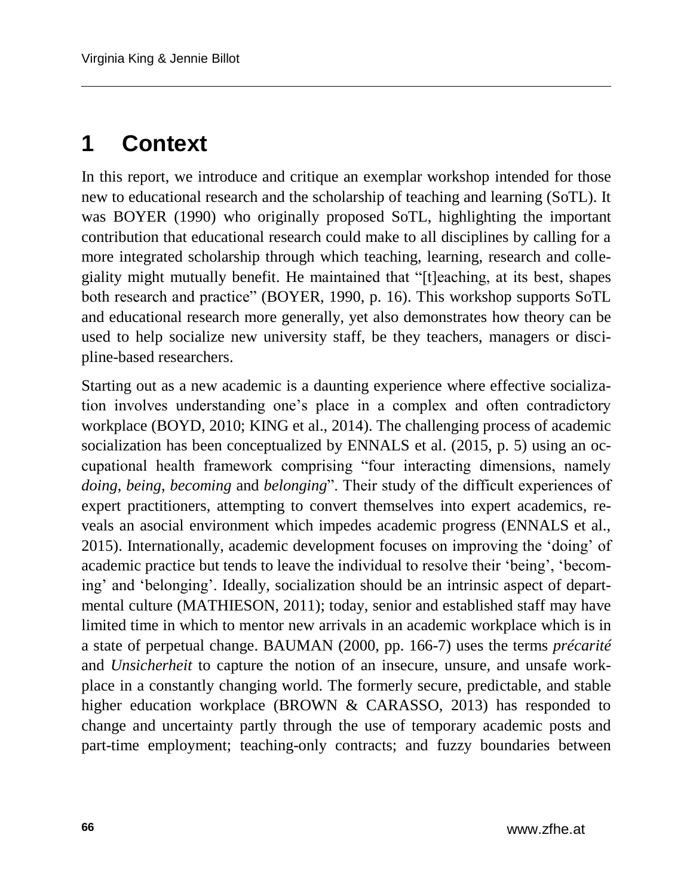# 1 Context

In this report, we introduce and critique an exemplar workshop intended for those new to educational research and the scholarship of teaching and learning (SoTL). It was BOYER (1990) who originally proposed SoTL, highlighting the important contribution that educational research could make to all disciplines by calling for a more integrated scholarship through which teaching, learning, research and collegiality might mutually benefit. He maintained that "[t]eaching, at its best, shapes both research and practice" (BOYER, 1990, p. 16). This workshop supports SoTL and educational research more generally, yet also demonstrates how theory can be used to help socialize new university staff, be they teachers, managers or discipline-based researchers.

Starting out as a new academic is a daunting experience where effective socialization involves understanding one's place in a complex and often contradictory workplace (BOYD, 2010; KING et al., 2014). The challenging process of academic socialization has been conceptualized by ENNALS et al. (2015, p. 5) using an occupational health framework comprising "four interacting dimensions, namely *doing*, *being*, *becoming* and *belonging*". Their study of the difficult experiences of expert practitioners, attempting to convert themselves into expert academics, reveals an asocial environment which impedes academic progress (ENNALS et al., 2015). Internationally, academic development focuses on improving the 'doing' of academic practice but tends to leave the individual to resolve their 'being', 'becoming' and 'belonging'. Ideally, socialization should be an intrinsic aspect of departmental culture (MATHIESON, 2011); today, senior and established staff may have limited time in which to mentor new arrivals in an academic workplace which is in a state of perpetual change. BAUMAN (2000, pp. 166-7) uses the terms *précarité* and *Unsicherheit* to capture the notion of an insecure, unsure, and unsafe workplace in a constantly changing world. The formerly secure, predictable, and stable higher education workplace (BROWN & CARASSO, 2013) has responded to change and uncertainty partly through the use of temporary academic posts and part-time employment; teaching-only contracts; and fuzzy boundaries between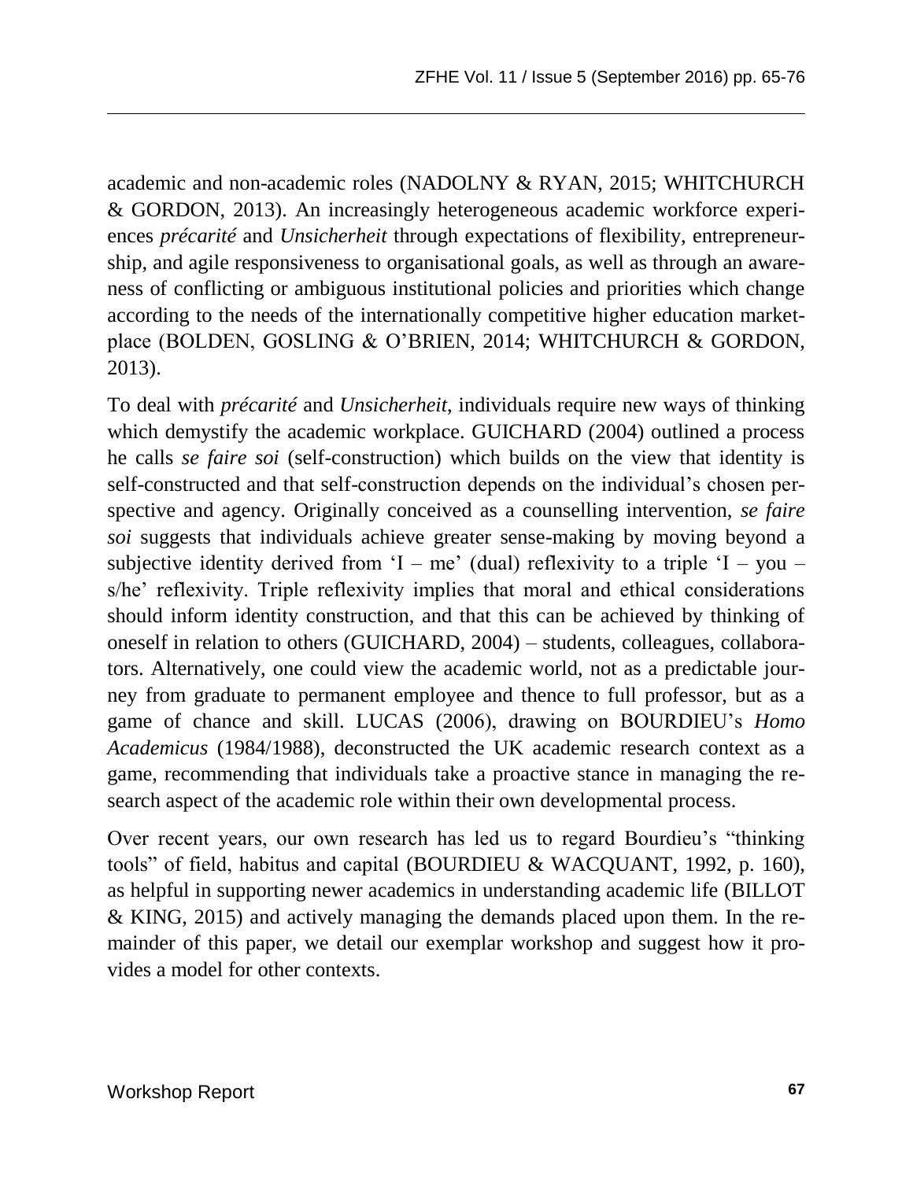academic and non-academic roles (NADOLNY & RYAN, 2015; WHITCHURCH & GORDON, 2013). An increasingly heterogeneous academic workforce experiences *précarité* and *Unsicherheit* through expectations of flexibility, entrepreneurship, and agile responsiveness to organisational goals, as well as through an awareness of conflicting or ambiguous institutional policies and priorities which change according to the needs of the internationally competitive higher education marketplace (BOLDEN, GOSLING & O'BRIEN, 2014; WHITCHURCH & GORDON, 2013).

To deal with *précarité* and *Unsicherheit*, individuals require new ways of thinking which demystify the academic workplace. GUICHARD (2004) outlined a process he calls *se faire soi* (self-construction) which builds on the view that identity is self-constructed and that self-construction depends on the individual's chosen perspective and agency. Originally conceived as a counselling intervention, *se faire soi* suggests that individuals achieve greater sense-making by moving beyond a subjective identity derived from 'I – me' (dual) reflexivity to a triple 'I – you – s/he' reflexivity. Triple reflexivity implies that moral and ethical considerations should inform identity construction, and that this can be achieved by thinking of oneself in relation to others (GUICHARD, 2004) – students, colleagues, collaborators. Alternatively, one could view the academic world, not as a predictable journey from graduate to permanent employee and thence to full professor, but as a game of chance and skill. LUCAS (2006), drawing on BOURDIEU's *Homo Academicus* (1984/1988), deconstructed the UK academic research context as a game, recommending that individuals take a proactive stance in managing the research aspect of the academic role within their own developmental process.

Over recent years, our own research has led us to regard Bourdieu's "thinking tools" of field, habitus and capital (BOURDIEU & WACQUANT, 1992, p. 160), as helpful in supporting newer academics in understanding academic life (BILLOT & KING, 2015) and actively managing the demands placed upon them. In the remainder of this paper, we detail our exemplar workshop and suggest how it provides a model for other contexts.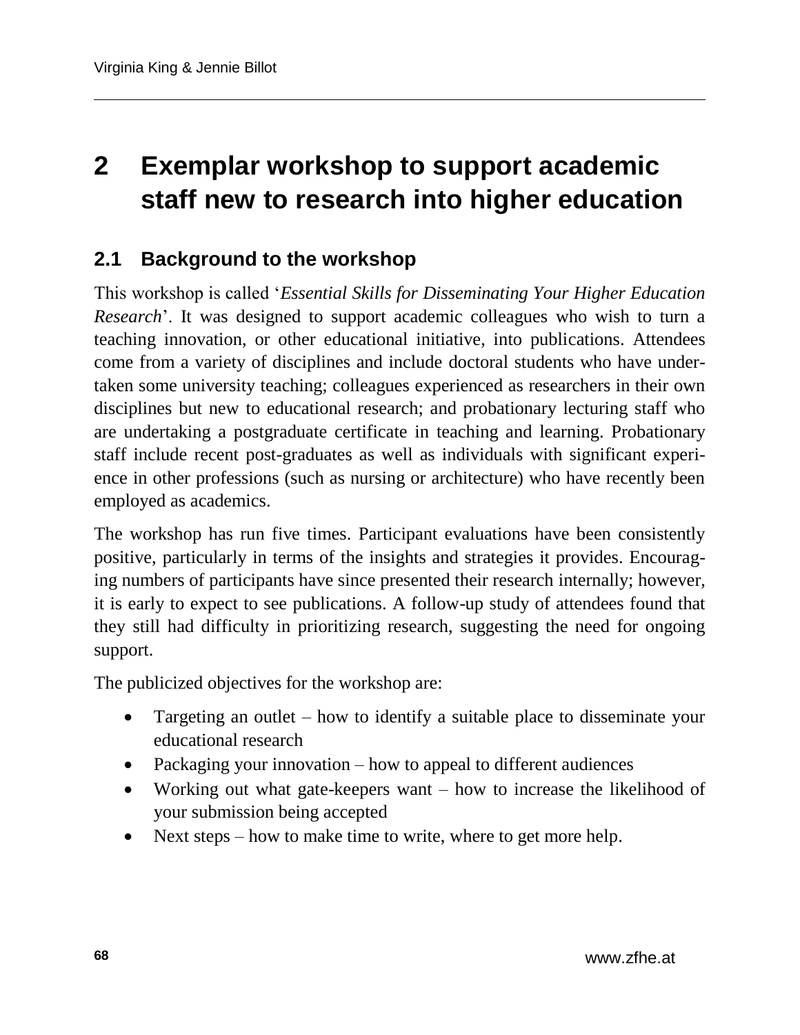## 2 Exemplar workshop to support academic staff new to research into higher education

### 2.1 Background to the workshop

This workshop is called '*Essential Skills for Disseminating Your Higher Education Research*'. It was designed to support academic colleagues who wish to turn a teaching innovation, or other educational initiative, into publications. Attendees come from a variety of disciplines and include doctoral students who have undertaken some university teaching; colleagues experienced as researchers in their own disciplines but new to educational research; and probationary lecturing staff who are undertaking a postgraduate certificate in teaching and learning. Probationary staff include recent post-graduates as well as individuals with significant experience in other professions (such as nursing or architecture) who have recently been employed as academics.

The workshop has run five times. Participant evaluations have been consistently positive, particularly in terms of the insights and strategies it provides. Encouraging numbers of participants have since presented their research internally; however, it is early to expect to see publications. A follow-up study of attendees found that they still had difficulty in prioritizing research, suggesting the need for ongoing support.

The publicized objectives for the workshop are:

- Targeting an outlet – how to identify a suitable place to disseminate your educational research
- Packaging your innovation – how to appeal to different audiences
- Working out what gate-keepers want – how to increase the likelihood of your submission being accepted
- Next steps – how to make time to write, where to get more help.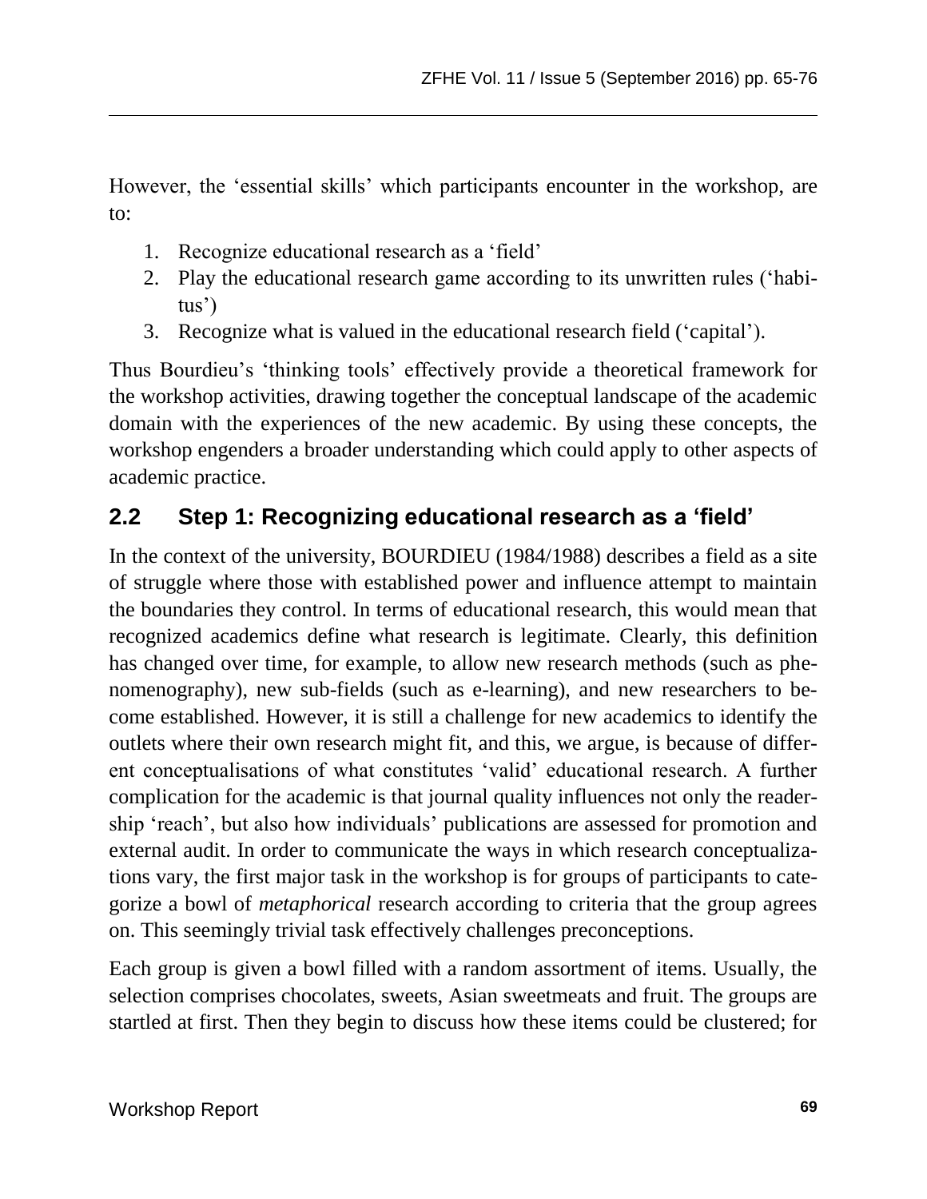However, the 'essential skills' which participants encounter in the workshop, are to:

1. Recognize educational research as a 'field'
2. Play the educational research game according to its unwritten rules ('habitus')
3. Recognize what is valued in the educational research field ('capital').

Thus Bourdieu's 'thinking tools' effectively provide a theoretical framework for the workshop activities, drawing together the conceptual landscape of the academic domain with the experiences of the new academic. By using these concepts, the workshop engenders a broader understanding which could apply to other aspects of academic practice.

## 2.2 Step 1: Recognizing educational research as a 'field'

In the context of the university, BOURDIEU (1984/1988) describes a field as a site of struggle where those with established power and influence attempt to maintain the boundaries they control. In terms of educational research, this would mean that recognized academics define what research is legitimate. Clearly, this definition has changed over time, for example, to allow new research methods (such as phenomenography), new sub-fields (such as e-learning), and new researchers to become established. However, it is still a challenge for new academics to identify the outlets where their own research might fit, and this, we argue, is because of different conceptualisations of what constitutes 'valid' educational research. A further complication for the academic is that journal quality influences not only the readership 'reach', but also how individuals' publications are assessed for promotion and external audit. In order to communicate the ways in which research conceptualizations vary, the first major task in the workshop is for groups of participants to categorize a bowl of *metaphorical* research according to criteria that the group agrees on. This seemingly trivial task effectively challenges preconceptions.

Each group is given a bowl filled with a random assortment of items. Usually, the selection comprises chocolates, sweets, Asian sweetmeats and fruit. The groups are startled at first. Then they begin to discuss how these items could be clustered; for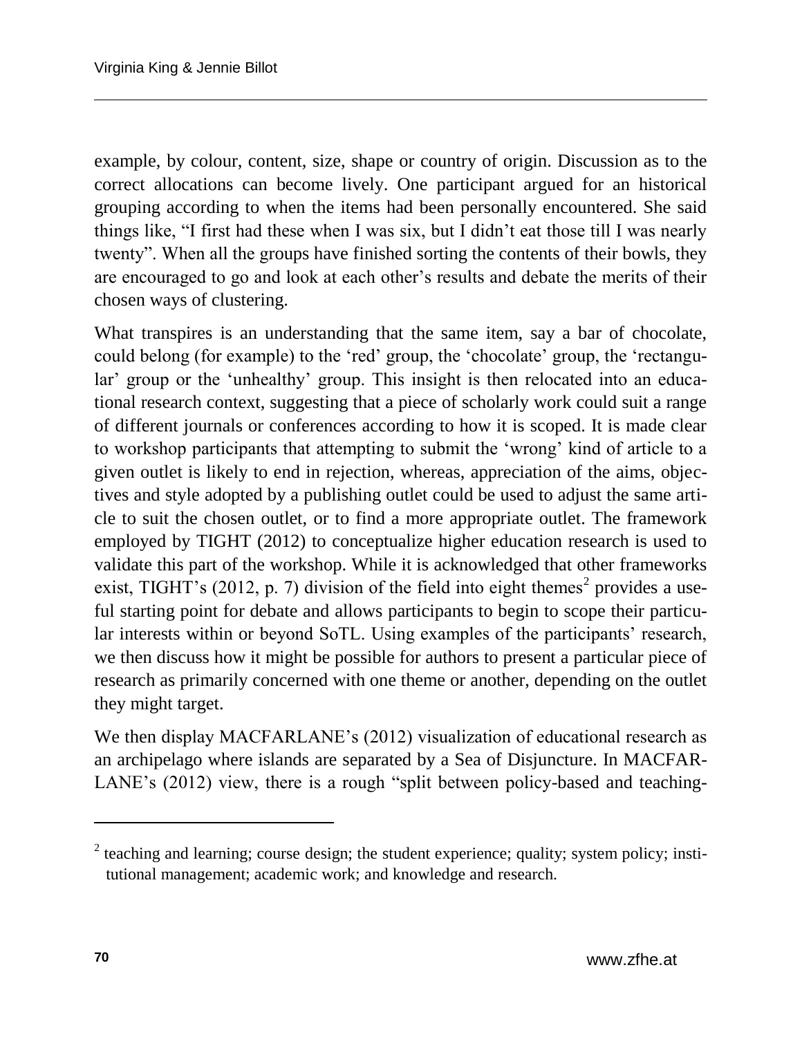example, by colour, content, size, shape or country of origin. Discussion as to the correct allocations can become lively. One participant argued for an historical grouping according to when the items had been personally encountered. She said things like, "I first had these when I was six, but I didn't eat those till I was nearly twenty". When all the groups have finished sorting the contents of their bowls, they are encouraged to go and look at each other's results and debate the merits of their chosen ways of clustering.

What transpires is an understanding that the same item, say a bar of chocolate, could belong (for example) to the 'red' group, the 'chocolate' group, the 'rectangular' group or the 'unhealthy' group. This insight is then relocated into an educational research context, suggesting that a piece of scholarly work could suit a range of different journals or conferences according to how it is scoped. It is made clear to workshop participants that attempting to submit the 'wrong' kind of article to a given outlet is likely to end in rejection, whereas, appreciation of the aims, objectives and style adopted by a publishing outlet could be used to adjust the same article to suit the chosen outlet, or to find a more appropriate outlet. The framework employed by TIGHT (2012) to conceptualize higher education research is used to validate this part of the workshop. While it is acknowledged that other frameworks exist, TIGHT's (2012, p. 7) division of the field into eight themes[2] provides a useful starting point for debate and allows participants to begin to scope their particular interests within or beyond SoTL. Using examples of the participants' research, we then discuss how it might be possible for authors to present a particular piece of research as primarily concerned with one theme or another, depending on the outlet they might target.

We then display MACFARLANE's (2012) visualization of educational research as an archipelago where islands are separated by a Sea of Disjuncture. In MACFARLANE's (2012) view, there is a rough "split between policy-based and teaching-

---

[2] teaching and learning; course design; the student experience; quality; system policy; institutional management; academic work; and knowledge and research.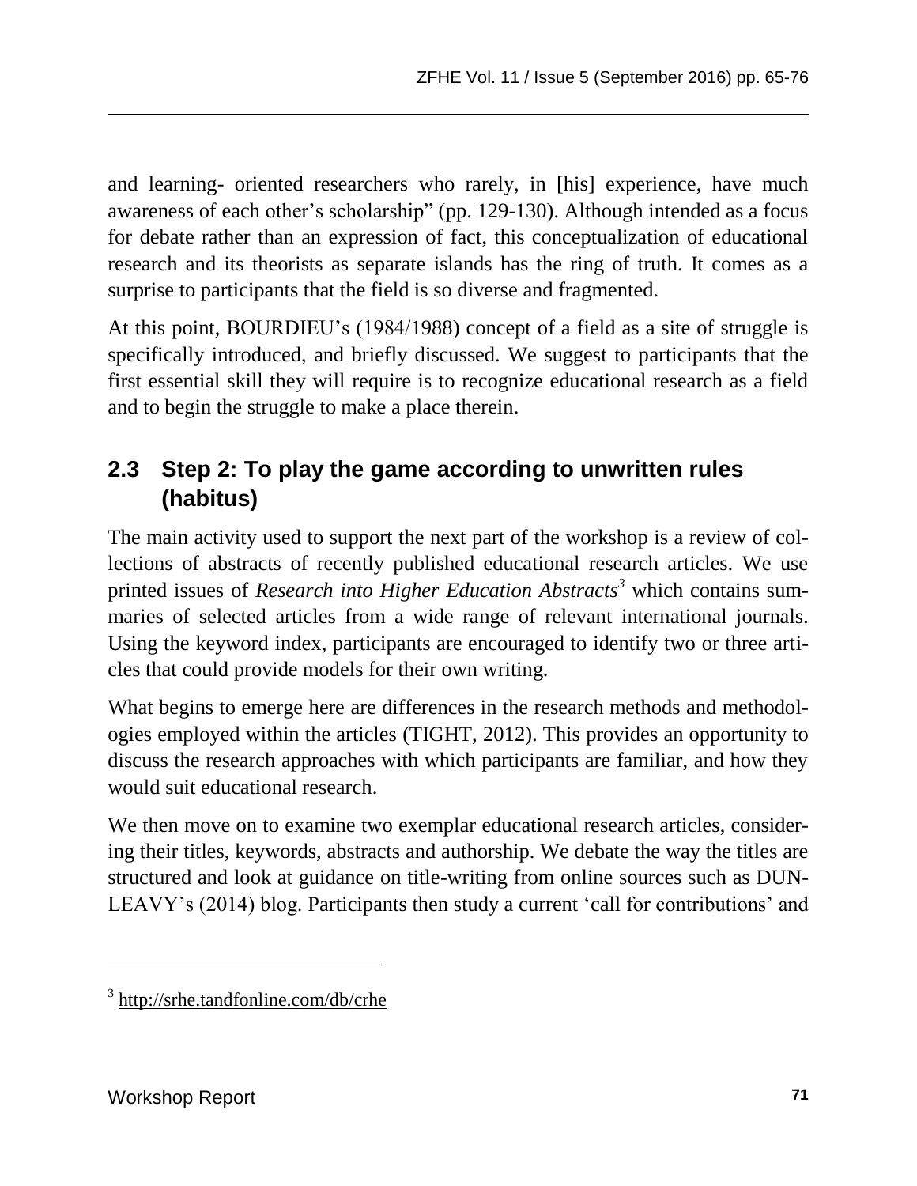and learning- oriented researchers who rarely, in [his] experience, have much awareness of each other's scholarship" (pp. 129-130). Although intended as a focus for debate rather than an expression of fact, this conceptualization of educational research and its theorists as separate islands has the ring of truth. It comes as a surprise to participants that the field is so diverse and fragmented.

At this point, BOURDIEU's (1984/1988) concept of a field as a site of struggle is specifically introduced, and briefly discussed. We suggest to participants that the first essential skill they will require is to recognize educational research as a field and to begin the struggle to make a place therein.

## 2.3 Step 2: To play the game according to unwritten rules (habitus)

The main activity used to support the next part of the workshop is a review of collections of abstracts of recently published educational research articles. We use printed issues of *Research into Higher Education Abstracts*[3] which contains summaries of selected articles from a wide range of relevant international journals. Using the keyword index, participants are encouraged to identify two or three articles that could provide models for their own writing.

What begins to emerge here are differences in the research methods and methodologies employed within the articles (TIGHT, 2012). This provides an opportunity to discuss the research approaches with which participants are familiar, and how they would suit educational research.

We then move on to examine two exemplar educational research articles, considering their titles, keywords, abstracts and authorship. We debate the way the titles are structured and look at guidance on title-writing from online sources such as DUNLEAVY's (2014) blog. Participants then study a current 'call for contributions' and

[3] http://srhe.tandfonline.com/db/crhe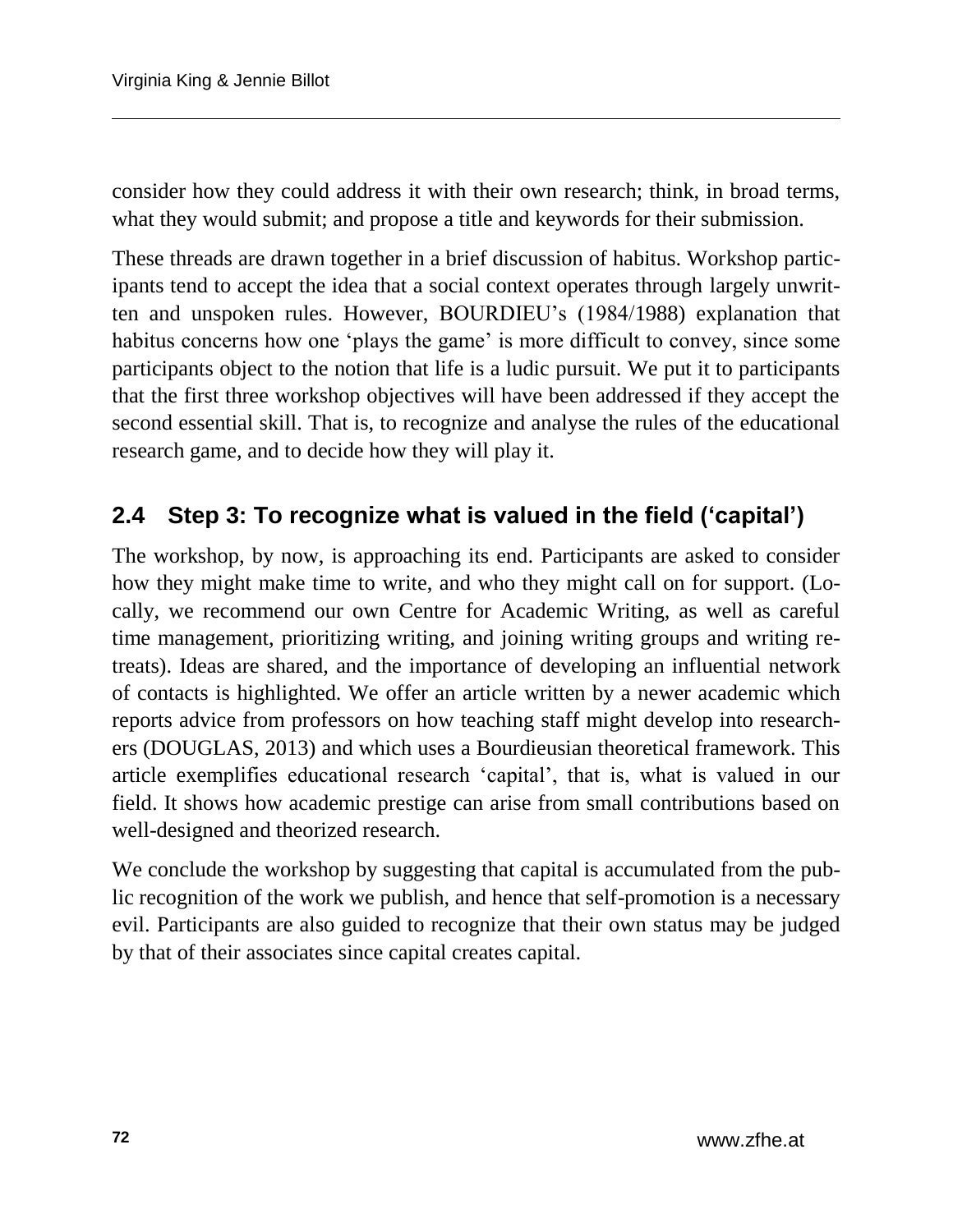consider how they could address it with their own research; think, in broad terms, what they would submit; and propose a title and keywords for their submission.

These threads are drawn together in a brief discussion of habitus. Workshop participants tend to accept the idea that a social context operates through largely unwritten and unspoken rules. However, BOURDIEU's (1984/1988) explanation that habitus concerns how one 'plays the game' is more difficult to convey, since some participants object to the notion that life is a ludic pursuit. We put it to participants that the first three workshop objectives will have been addressed if they accept the second essential skill. That is, to recognize and analyse the rules of the educational research game, and to decide how they will play it.

## 2.4 Step 3: To recognize what is valued in the field ('capital')

The workshop, by now, is approaching its end. Participants are asked to consider how they might make time to write, and who they might call on for support. (Locally, we recommend our own Centre for Academic Writing, as well as careful time management, prioritizing writing, and joining writing groups and writing retreats). Ideas are shared, and the importance of developing an influential network of contacts is highlighted. We offer an article written by a newer academic which reports advice from professors on how teaching staff might develop into researchers (DOUGLAS, 2013) and which uses a Bourdieusian theoretical framework. This article exemplifies educational research 'capital', that is, what is valued in our field. It shows how academic prestige can arise from small contributions based on well-designed and theorized research.

We conclude the workshop by suggesting that capital is accumulated from the public recognition of the work we publish, and hence that self-promotion is a necessary evil. Participants are also guided to recognize that their own status may be judged by that of their associates since capital creates capital.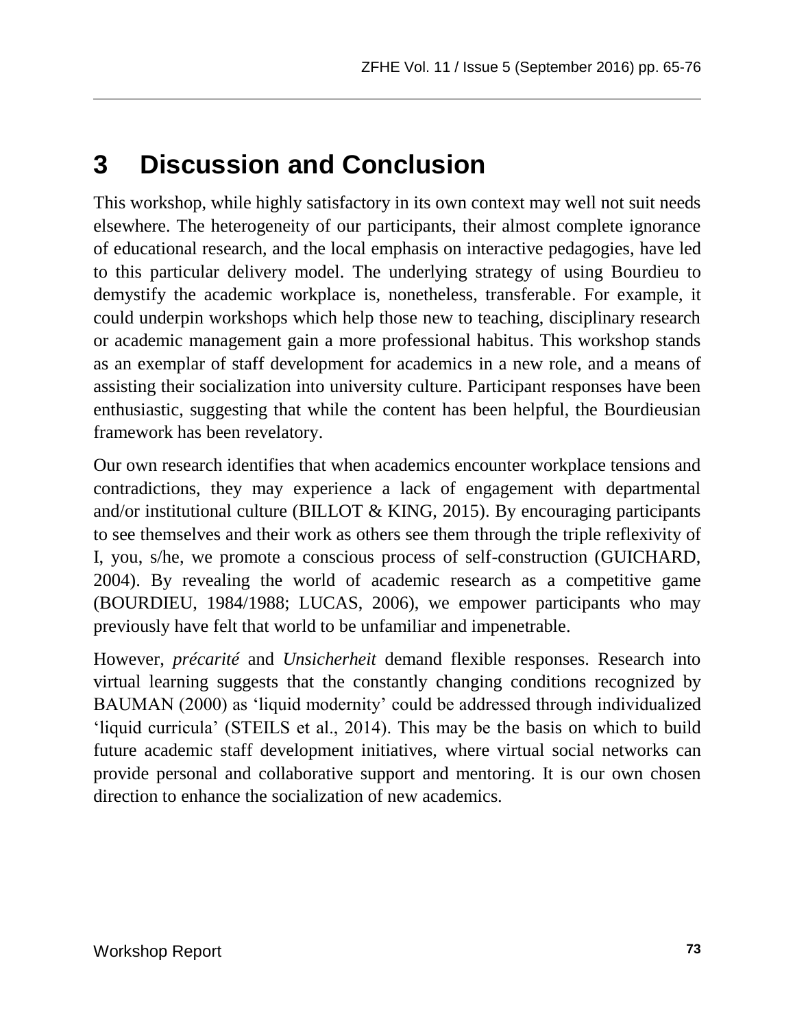# 3 Discussion and Conclusion

This workshop, while highly satisfactory in its own context may well not suit needs elsewhere. The heterogeneity of our participants, their almost complete ignorance of educational research, and the local emphasis on interactive pedagogies, have led to this particular delivery model. The underlying strategy of using Bourdieu to demystify the academic workplace is, nonetheless, transferable. For example, it could underpin workshops which help those new to teaching, disciplinary research or academic management gain a more professional habitus. This workshop stands as an exemplar of staff development for academics in a new role, and a means of assisting their socialization into university culture. Participant responses have been enthusiastic, suggesting that while the content has been helpful, the Bourdieusian framework has been revelatory.

Our own research identifies that when academics encounter workplace tensions and contradictions, they may experience a lack of engagement with departmental and/or institutional culture (BILLOT & KING, 2015). By encouraging participants to see themselves and their work as others see them through the triple reflexivity of I, you, s/he, we promote a conscious process of self-construction (GUICHARD, 2004). By revealing the world of academic research as a competitive game (BOURDIEU, 1984/1988; LUCAS, 2006), we empower participants who may previously have felt that world to be unfamiliar and impenetrable.

However, *précarité* and *Unsicherheit* demand flexible responses. Research into virtual learning suggests that the constantly changing conditions recognized by BAUMAN (2000) as 'liquid modernity' could be addressed through individualized 'liquid curricula' (STEILS et al., 2014). This may be the basis on which to build future academic staff development initiatives, where virtual social networks can provide personal and collaborative support and mentoring. It is our own chosen direction to enhance the socialization of new academics.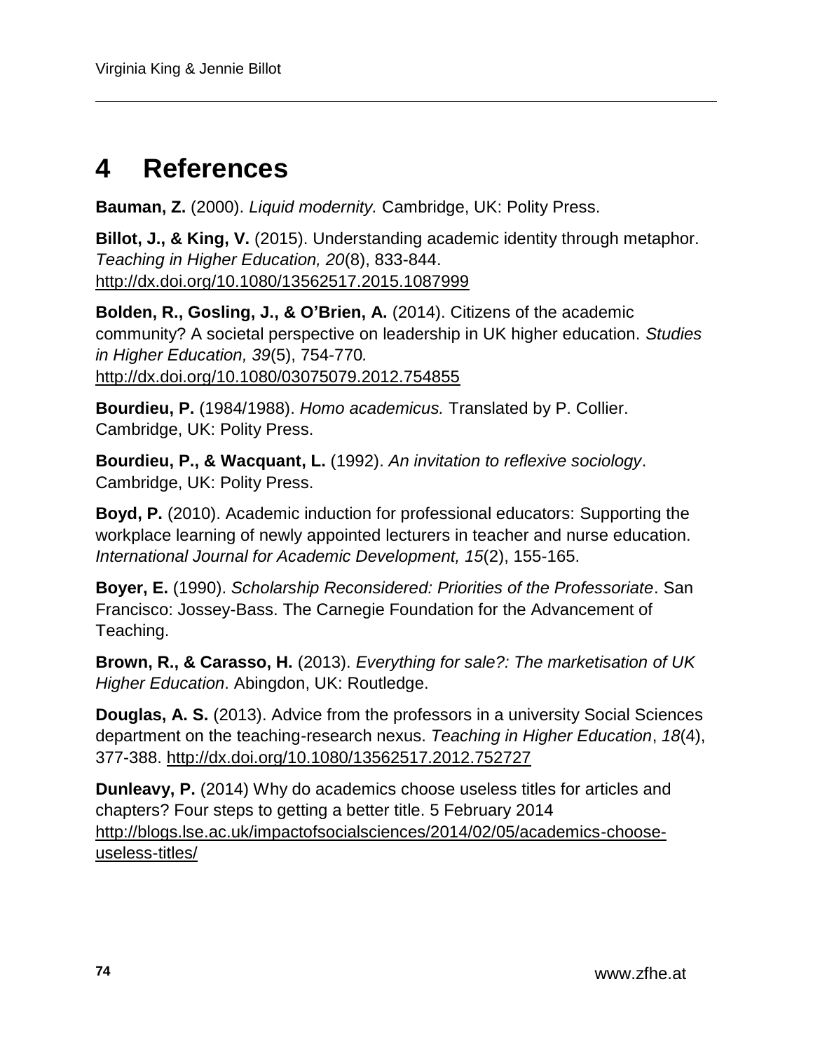# 4 References

**Bauman, Z.** (2000). *Liquid modernity.* Cambridge, UK: Polity Press.

**Billot, J., & King, V.** (2015). Understanding academic identity through metaphor. *Teaching in Higher Education, 20*(8), 833-844. http://dx.doi.org/10.1080/13562517.2015.1087999

**Bolden, R., Gosling, J., & O'Brien, A.** (2014). Citizens of the academic community? A societal perspective on leadership in UK higher education. *Studies in Higher Education, 39*(5), 754-770. http://dx.doi.org/10.1080/03075079.2012.754855

**Bourdieu, P.** (1984/1988). *Homo academicus.* Translated by P. Collier. Cambridge, UK: Polity Press.

**Bourdieu, P., & Wacquant, L.** (1992). *An invitation to reflexive sociology*. Cambridge, UK: Polity Press.

**Boyd, P.** (2010). Academic induction for professional educators: Supporting the workplace learning of newly appointed lecturers in teacher and nurse education. *International Journal for Academic Development, 15*(2), 155-165.

**Boyer, E.** (1990). *Scholarship Reconsidered: Priorities of the Professoriate*. San Francisco: Jossey-Bass. The Carnegie Foundation for the Advancement of Teaching.

**Brown, R., & Carasso, H.** (2013). *Everything for sale?: The marketisation of UK Higher Education*. Abingdon, UK: Routledge.

**Douglas, A. S.** (2013). Advice from the professors in a university Social Sciences department on the teaching-research nexus. *Teaching in Higher Education*, *18*(4), 377-388. http://dx.doi.org/10.1080/13562517.2012.752727

**Dunleavy, P.** (2014) Why do academics choose useless titles for articles and chapters? Four steps to getting a better title. 5 February 2014 http://blogs.lse.ac.uk/impactofsocialsciences/2014/02/05/academics-choose-useless-titles/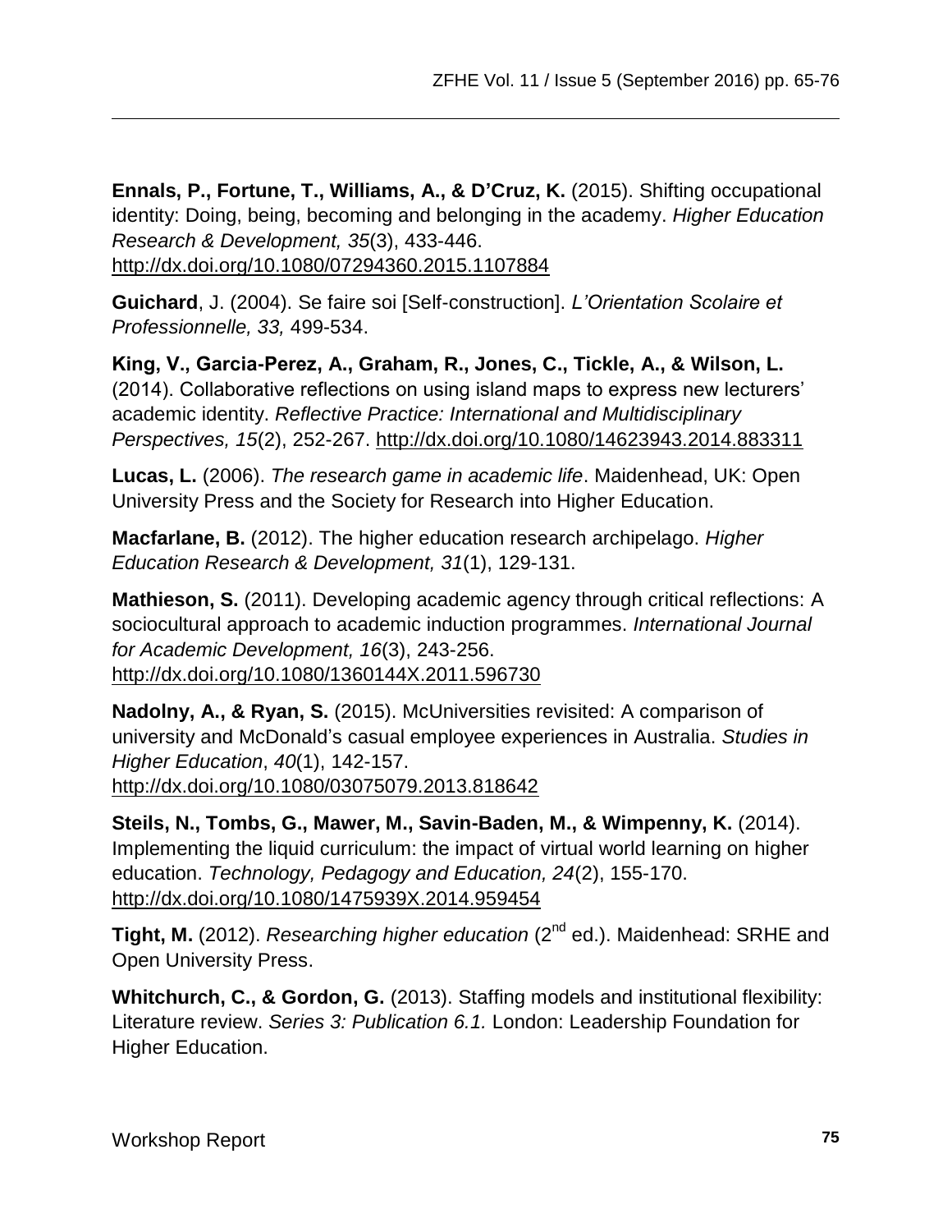**Ennals, P., Fortune, T., Williams, A., & D'Cruz, K.** (2015). Shifting occupational identity: Doing, being, becoming and belonging in the academy. *Higher Education Research & Development, 35*(3), 433-446. http://dx.doi.org/10.1080/07294360.2015.1107884

**Guichard**, J. (2004). Se faire soi [Self-construction]. *L'Orientation Scolaire et Professionnelle, 33,* 499-534.

**King, V., Garcia-Perez, A., Graham, R., Jones, C., Tickle, A., & Wilson, L.** (2014). Collaborative reflections on using island maps to express new lecturers' academic identity. *Reflective Practice: International and Multidisciplinary Perspectives, 15*(2), 252-267. http://dx.doi.org/10.1080/14623943.2014.883311

**Lucas, L.** (2006). *The research game in academic life*. Maidenhead, UK: Open University Press and the Society for Research into Higher Education.

**Macfarlane, B.** (2012). The higher education research archipelago. *Higher Education Research & Development, 31*(1), 129-131.

**Mathieson, S.** (2011). Developing academic agency through critical reflections: A sociocultural approach to academic induction programmes. *International Journal for Academic Development, 16*(3), 243-256. http://dx.doi.org/10.1080/1360144X.2011.596730

**Nadolny, A., & Ryan, S.** (2015). McUniversities revisited: A comparison of university and McDonald's casual employee experiences in Australia. *Studies in Higher Education*, *40*(1), 142-157. http://dx.doi.org/10.1080/03075079.2013.818642

**Steils, N., Tombs, G., Mawer, M., Savin-Baden, M., & Wimpenny, K.** (2014). Implementing the liquid curriculum: the impact of virtual world learning on higher education. *Technology, Pedagogy and Education, 24*(2), 155-170. http://dx.doi.org/10.1080/1475939X.2014.959454

**Tight, M.** (2012). *Researching higher education* (2nd ed.). Maidenhead: SRHE and Open University Press.

**Whitchurch, C., & Gordon, G.** (2013). Staffing models and institutional flexibility: Literature review. *Series 3: Publication 6.1.* London: Leadership Foundation for Higher Education.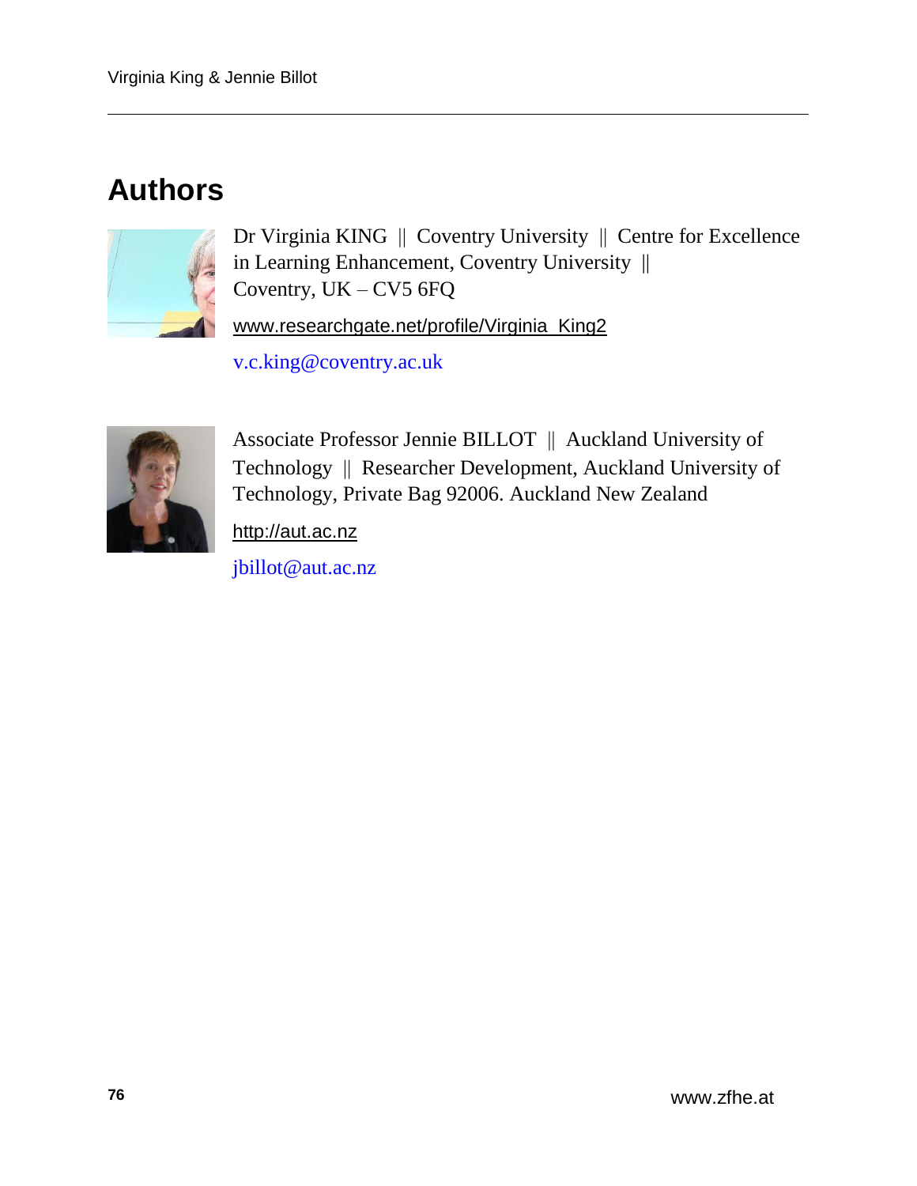# Authors

Dr Virginia KING || Coventry University || Centre for Excellence in Learning Enhancement, Coventry University || Coventry, UK – CV5 6FQ

www.researchgate.net/profile/Virginia_King2

v.c.king@coventry.ac.uk

Associate Professor Jennie BILLOT || Auckland University of Technology || Researcher Development, Auckland University of Technology, Private Bag 92006. Auckland New Zealand

http://aut.ac.nz

jbillot@aut.ac.nz